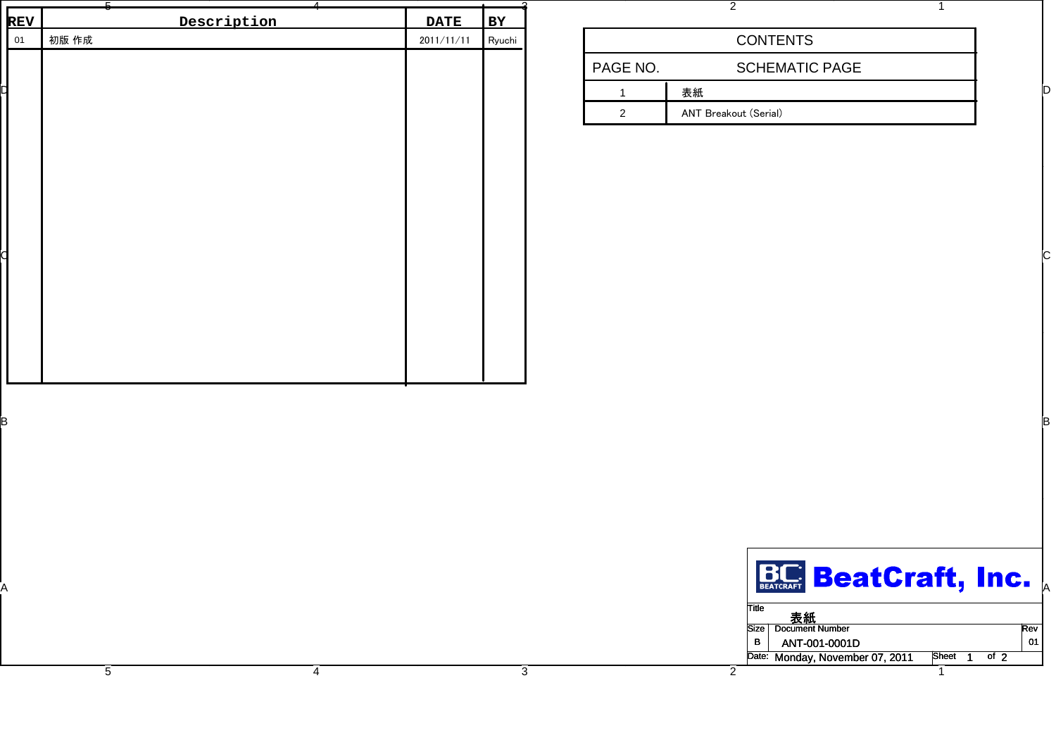| REV | Description | DATE | BY |
|---|---|---|---|
| 01 | 初版 作成 | 2011/11/11 | Ryuchi |

| CONTENTS | |
|---|---|
| PAGE NO. | SCHEMATIC PAGE |
| 1 | 表紙 |
| 2 | ANT Breakout (Serial) |

BeatCraft, Inc.

| | | |
|---|---|---|
| Title | 表紙 | |
| Size: B | Document Number: ANT-001-0001D | Rev: 01 |
| Date: Monday, November 07, 2011 | Sheet 1 of 2 | |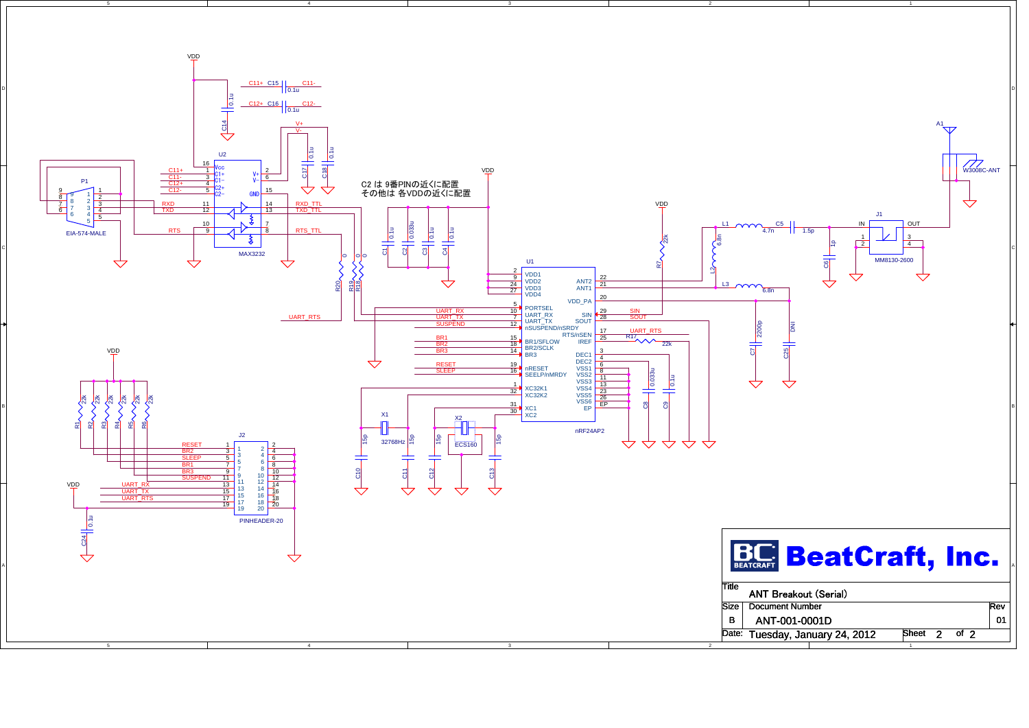C2 は 9番PINの近くに配置
その他は 各VDDの近くに配置

VDD

U2 MAX3232

P1 EIA-574-MALE

U1 nRF24AP2

J1 MM8130-2600

A1 W3008C-ANT

J2 PINHEADER-20

X1 32768Hz

X2 ECS160

**BEATCRAFT** BeatCraft, Inc.

| | |
|---|---|
| Title | ANT Breakout (Serial) |
| Size | B |
| Document Number | ANT-001-0001D |
| Rev | 01 |
| Date: | Tuesday, January 24, 2012 |
| Sheet | 2 of 2 |